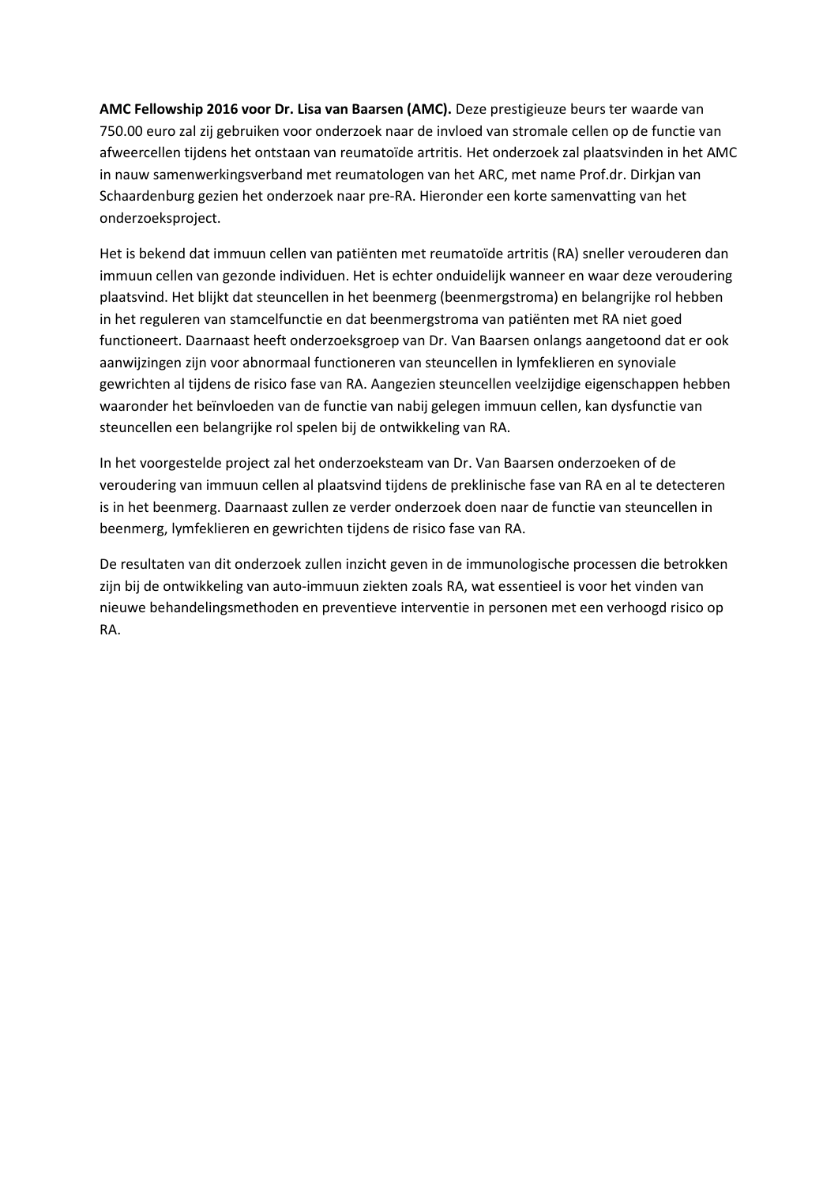**AMC Fellowship 2016 voor Dr. Lisa van Baarsen (AMC).** Deze prestigieuze beurs ter waarde van 750.00 euro zal zij gebruiken voor onderzoek naar de invloed van stromale cellen op de functie van afweercellen tijdens het ontstaan van reumatoïde artritis. Het onderzoek zal plaatsvinden in het AMC in nauw samenwerkingsverband met reumatologen van het ARC, met name Prof.dr. Dirkjan van Schaardenburg gezien het onderzoek naar pre-RA. Hieronder een korte samenvatting van het onderzoeksproject.

Het is bekend dat immuun cellen van patiënten met reumatoïde artritis (RA) sneller verouderen dan immuun cellen van gezonde individuen. Het is echter onduidelijk wanneer en waar deze veroudering plaatsvind. Het blijkt dat steuncellen in het beenmerg (beenmergstroma) en belangrijke rol hebben in het reguleren van stamcelfunctie en dat beenmergstroma van patiënten met RA niet goed functioneert. Daarnaast heeft onderzoeksgroep van Dr. Van Baarsen onlangs aangetoond dat er ook aanwijzingen zijn voor abnormaal functioneren van steuncellen in lymfeklieren en synoviale gewrichten al tijdens de risico fase van RA. Aangezien steuncellen veelzijdige eigenschappen hebben waaronder het beïnvloeden van de functie van nabij gelegen immuun cellen, kan dysfunctie van steuncellen een belangrijke rol spelen bij de ontwikkeling van RA.

In het voorgestelde project zal het onderzoeksteam van Dr. Van Baarsen onderzoeken of de veroudering van immuun cellen al plaatsvind tijdens de preklinische fase van RA en al te detecteren is in het beenmerg. Daarnaast zullen ze verder onderzoek doen naar de functie van steuncellen in beenmerg, lymfeklieren en gewrichten tijdens de risico fase van RA.

De resultaten van dit onderzoek zullen inzicht geven in de immunologische processen die betrokken zijn bij de ontwikkeling van auto-immuun ziekten zoals RA, wat essentieel is voor het vinden van nieuwe behandelingsmethoden en preventieve interventie in personen met een verhoogd risico op RA.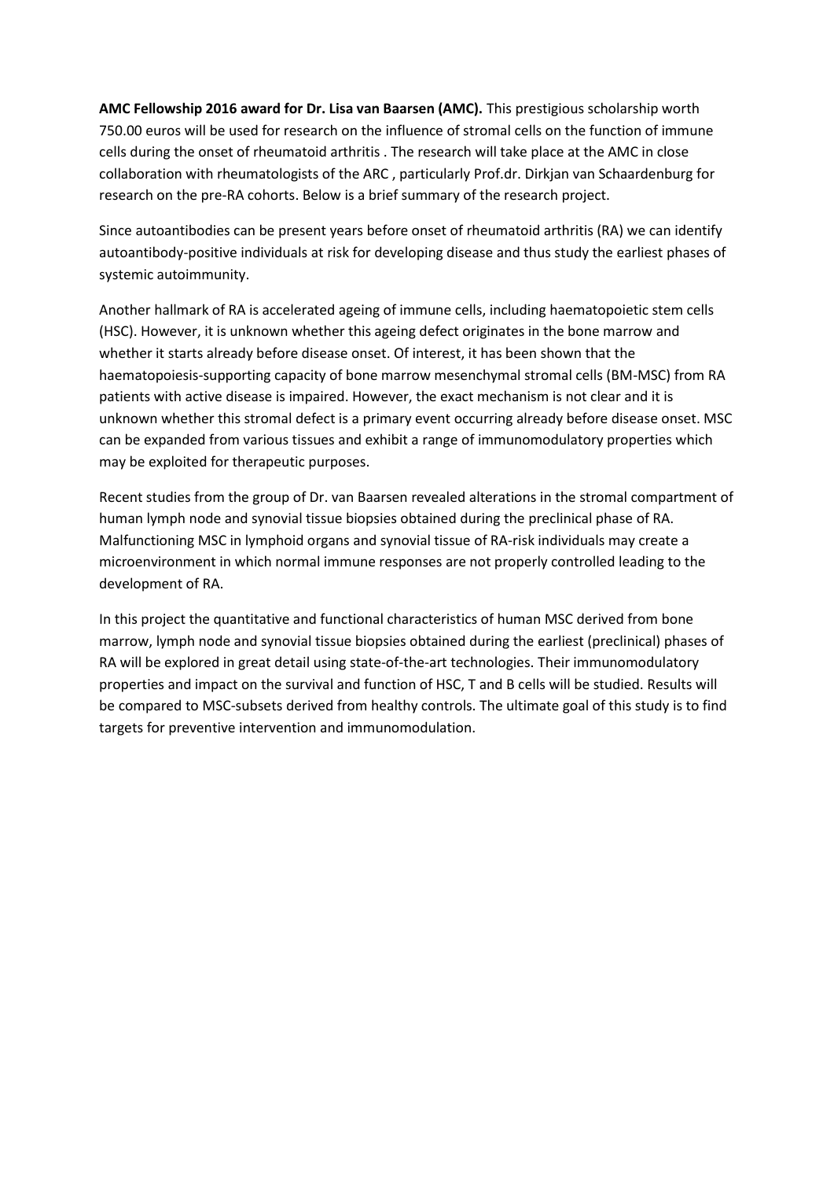**AMC Fellowship 2016 award for Dr. Lisa van Baarsen (AMC).** This prestigious scholarship worth 750.00 euros will be used for research on the influence of stromal cells on the function of immune cells during the onset of rheumatoid arthritis . The research will take place at the AMC in close collaboration with rheumatologists of the ARC , particularly Prof.dr. Dirkjan van Schaardenburg for research on the pre-RA cohorts. Below is a brief summary of the research project.

Since autoantibodies can be present years before onset of rheumatoid arthritis (RA) we can identify autoantibody-positive individuals at risk for developing disease and thus study the earliest phases of systemic autoimmunity.

Another hallmark of RA is accelerated ageing of immune cells, including haematopoietic stem cells (HSC). However, it is unknown whether this ageing defect originates in the bone marrow and whether it starts already before disease onset. Of interest, it has been shown that the haematopoiesis-supporting capacity of bone marrow mesenchymal stromal cells (BM-MSC) from RA patients with active disease is impaired. However, the exact mechanism is not clear and it is unknown whether this stromal defect is a primary event occurring already before disease onset. MSC can be expanded from various tissues and exhibit a range of immunomodulatory properties which may be exploited for therapeutic purposes.

Recent studies from the group of Dr. van Baarsen revealed alterations in the stromal compartment of human lymph node and synovial tissue biopsies obtained during the preclinical phase of RA. Malfunctioning MSC in lymphoid organs and synovial tissue of RA-risk individuals may create a microenvironment in which normal immune responses are not properly controlled leading to the development of RA.

In this project the quantitative and functional characteristics of human MSC derived from bone marrow, lymph node and synovial tissue biopsies obtained during the earliest (preclinical) phases of RA will be explored in great detail using state-of-the-art technologies. Their immunomodulatory properties and impact on the survival and function of HSC, T and B cells will be studied. Results will be compared to MSC-subsets derived from healthy controls. The ultimate goal of this study is to find targets for preventive intervention and immunomodulation.